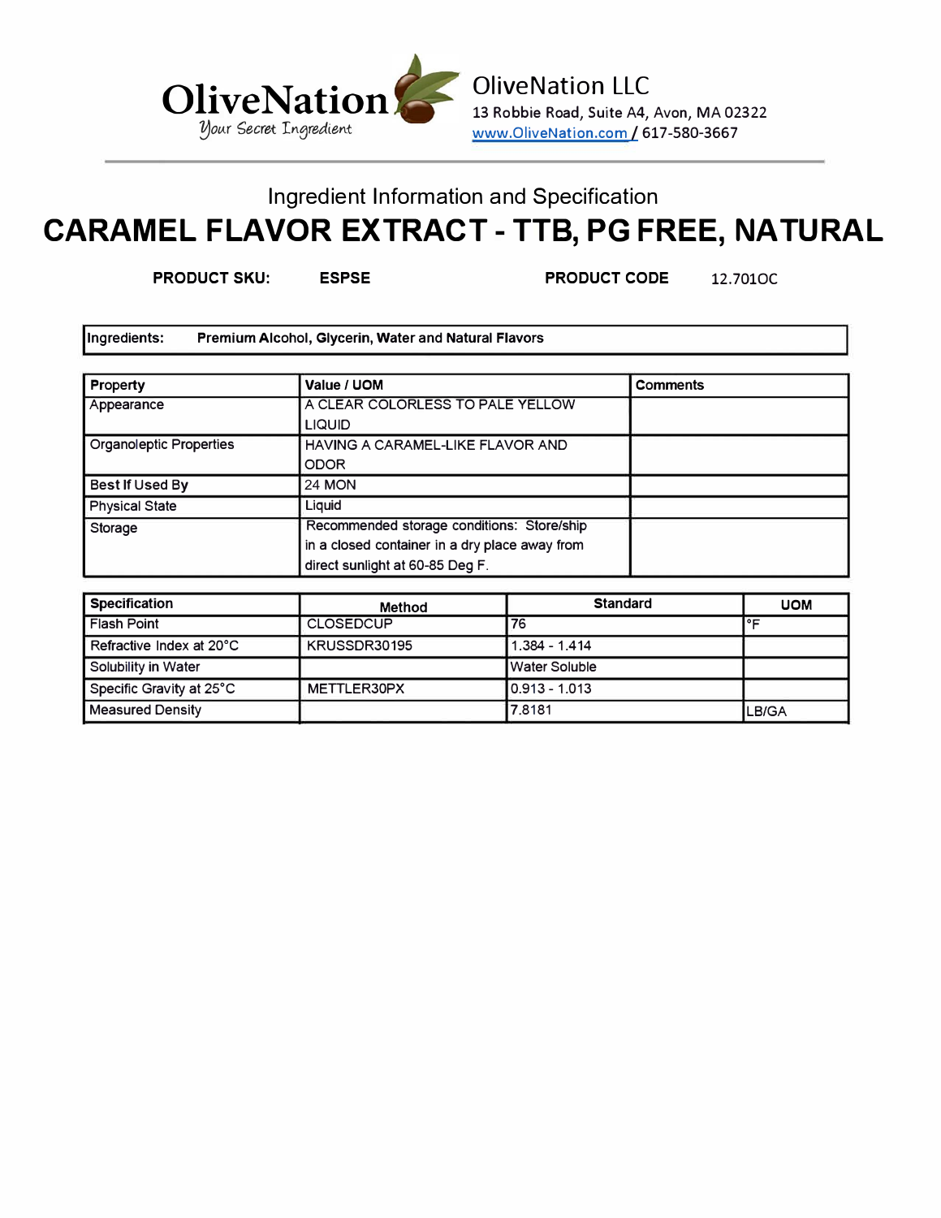**OliveNation**
*Your Secret Ingredient*

OliveNation LLC
13 Robbie Road, Suite A4, Avon, MA 02322
www.OliveNation.com / 617-580-3667

## Ingredient Information and Specification

# CARAMEL FLAVOR EXTRACT - TTB, PG FREE, NATURAL

**PRODUCT SKU:** ESPSE **PRODUCT CODE** 12.701OC

| **Ingredients:** | **Premium Alcohol, Glycerin, Water and Natural Flavors** |
|---|---|

| **Property** | **Value / UOM** | **Comments** |
|---|---|---|
| Appearance | A CLEAR COLORLESS TO PALE YELLOW LIQUID | |
| Organoleptic Properties | HAVING A CARAMEL-LIKE FLAVOR AND ODOR | |
| **Best If Used By** | 24 MON | |
| Physical State | Liquid | |
| Storage | Recommended storage conditions: Store/ship in a closed container in a dry place away from direct sunlight at 60-85 Deg F. | |

| **Specification** | **Method** | **Standard** | **UOM** |
|---|---|---|---|
| Flash Point | CLOSEDCUP | 76 | °F |
| Refractive Index at 20°C | KRUSSDR30195 | 1.384 - 1.414 | |
| Solubility in Water | | Water Soluble | |
| Specific Gravity at 25°C | METTLER30PX | 0.913 - 1.013 | |
| Measured Density | | 7.8181 | LB/GA |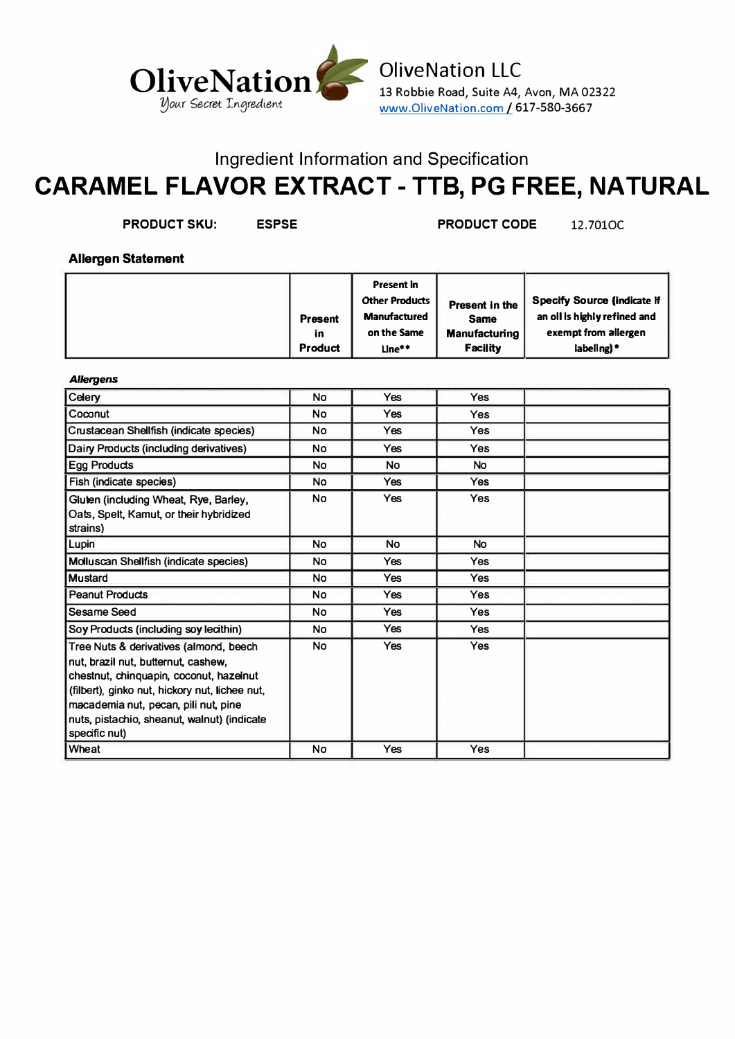OliveNation
Your Secret Ingredient

OliveNation LLC
13 Robbie Road, Suite A4, Avon, MA 02322
www.OliveNation.com / 617-580-3667

## Ingredient Information and Specification

# CARAMEL FLAVOR EXTRACT - TTB, PG FREE, NATURAL

**PRODUCT SKU:** **ESPSE** **PRODUCT CODE** 12.701OC

### Allergen Statement

| | Present in Product | Present in Other Products Manufactured on the Same Line** | Present in the Same Manufacturing Facility | Specify Source (indicate if an oil is highly refined and exempt from allergen labeling)* |
|---|---|---|---|---|
| ***Allergens*** | | | | |
| Celery | No | Yes | Yes | |
| Coconut | No | Yes | Yes | |
| Crustacean Shellfish (indicate species) | No | Yes | Yes | |
| Dairy Products (including derivatives) | No | Yes | Yes | |
| Egg Products | No | No | No | |
| Fish (indicate species) | No | Yes | Yes | |
| Gluten (including Wheat, Rye, Barley, Oats, Spelt, Kamut, or their hybridized strains) | No | Yes | Yes | |
| Lupin | No | No | No | |
| Molluscan Shellfish (indicate species) | No | Yes | Yes | |
| Mustard | No | Yes | Yes | |
| Peanut Products | No | Yes | Yes | |
| Sesame Seed | No | Yes | Yes | |
| Soy Products (including soy lecithin) | No | Yes | Yes | |
| Tree Nuts & derivatives (almond, beech nut, brazil nut, butternut, cashew, chestnut, chinquapin, coconut, hazelnut (filbert), ginko nut, hickory nut, lichee nut, macademia nut, pecan, pili nut, pine nuts, pistachio, sheanut, walnut) (indicate specific nut) | No | Yes | Yes | |
| Wheat | No | Yes | Yes | |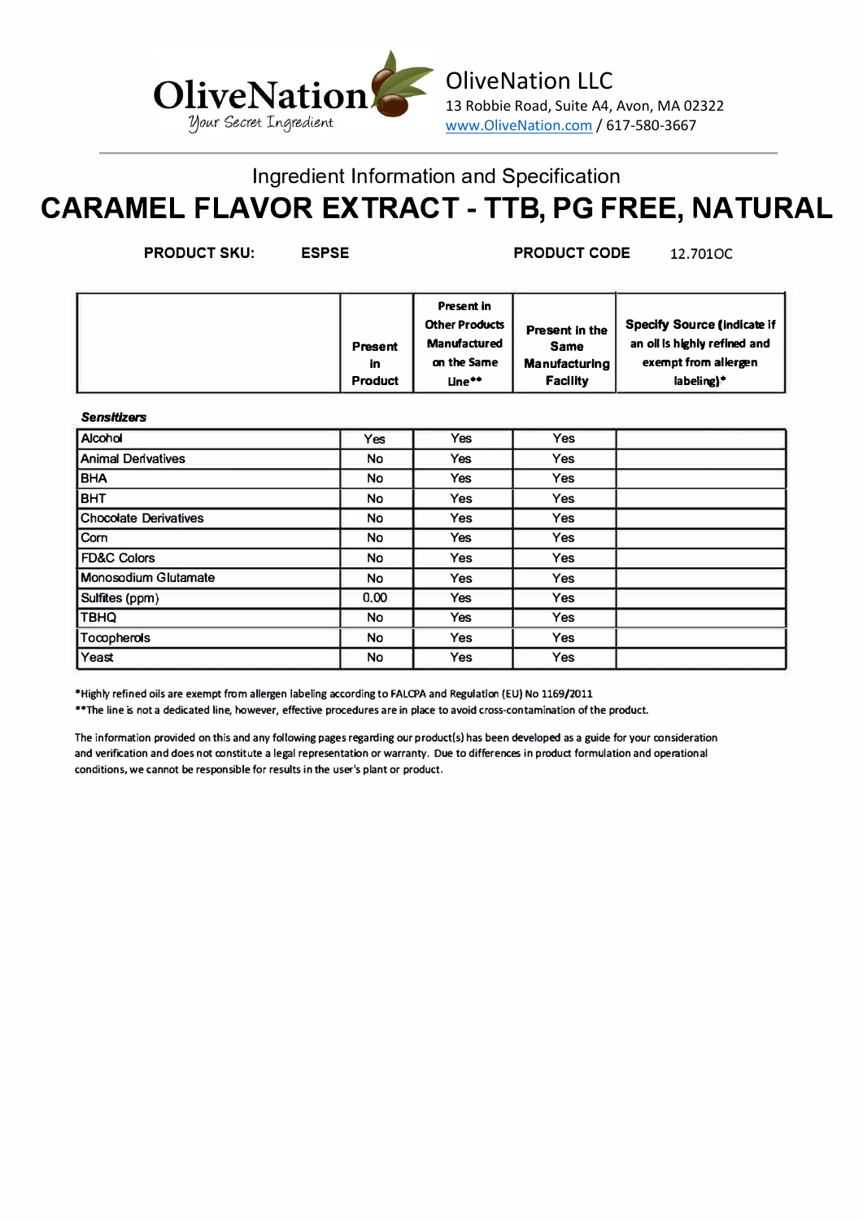OliveNation
Your Secret Ingredient

OliveNation LLC
13 Robbie Road, Suite A4, Avon, MA 02322
www.OliveNation.com / 617-580-3667

## Ingredient Information and Specification

# CARAMEL FLAVOR EXTRACT - TTB, PG FREE, NATURAL

**PRODUCT SKU:** **ESPSE** **PRODUCT CODE** 12.701OC

| Sensitizers | Present in Product | Present in Other Products Manufactured on the Same Line** | Present in the Same Manufacturing Facility | Specify Source (indicate if an oil is highly refined and exempt from allergen labeling)* |
|---|---|---|---|---|
| Alcohol | Yes | Yes | Yes | |
| Animal Derivatives | No | Yes | Yes | |
| BHA | No | Yes | Yes | |
| BHT | No | Yes | Yes | |
| Chocolate Derivatives | No | Yes | Yes | |
| Corn | No | Yes | Yes | |
| FD&C Colors | No | Yes | Yes | |
| Monosodium Glutamate | No | Yes | Yes | |
| Sulfites (ppm) | 0.00 | Yes | Yes | |
| TBHQ | No | Yes | Yes | |
| Tocopherols | No | Yes | Yes | |
| Yeast | No | Yes | Yes | |

*Highly refined oils are exempt from allergen labeling according to FALCPA and Regulation (EU) No 1169/2011

**The line is not a dedicated line, however, effective procedures are in place to avoid cross-contamination of the product.

The information provided on this and any following pages regarding our product(s) has been developed as a guide for your consideration and verification and does not constitute a legal representation or warranty. Due to differences in product formulation and operational conditions, we cannot be responsible for results in the user's plant or product.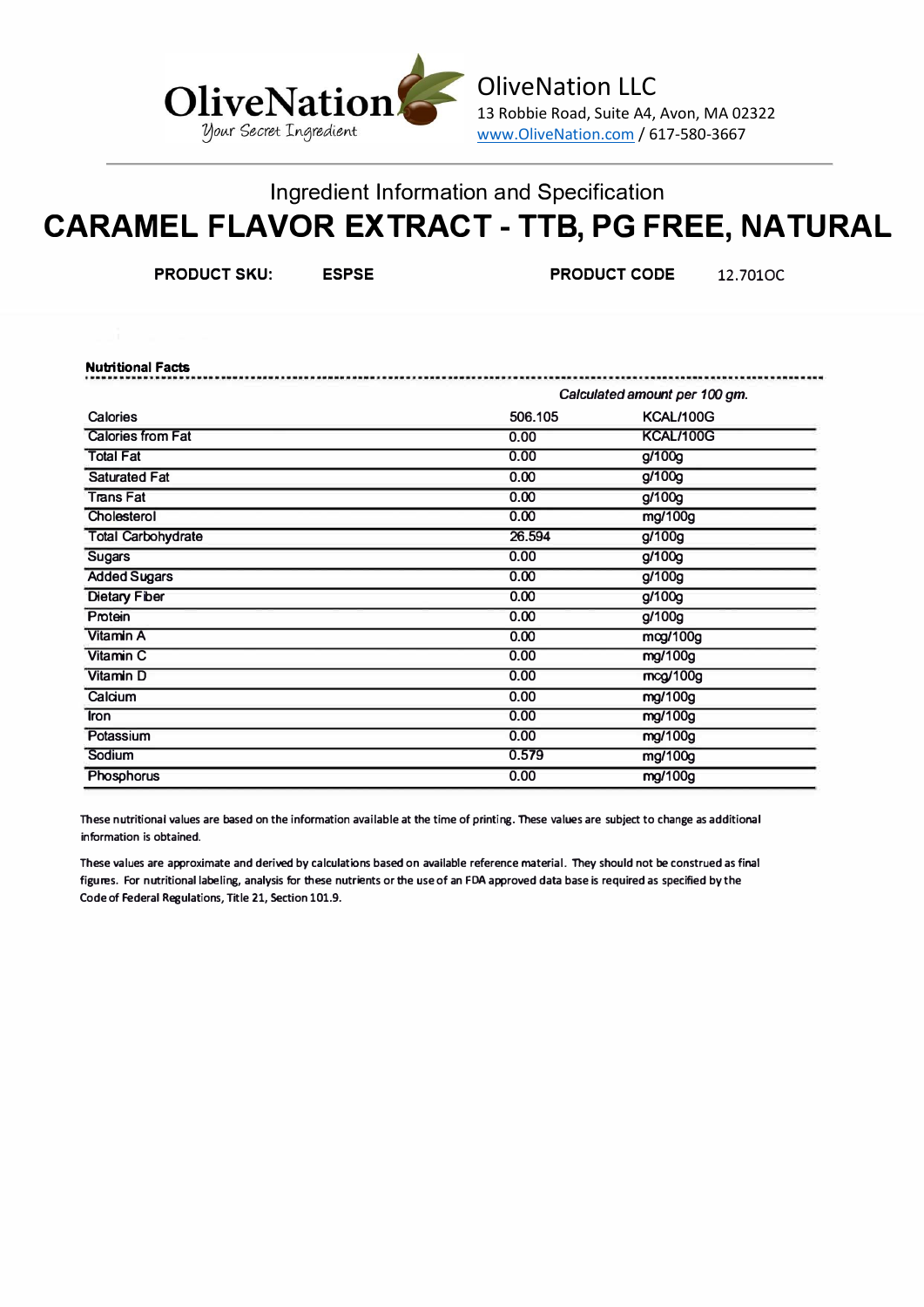OliveNation
Your Secret Ingredient

OliveNation LLC
13 Robbie Road, Suite A4, Avon, MA 02322
www.OliveNation.com / 617-580-3667

Ingredient Information and Specification

# CARAMEL FLAVOR EXTRACT - TTB, PG FREE, NATURAL

**PRODUCT SKU:** **ESPSE** **PRODUCT CODE** 12.701OC

**Nutritional Facts**

| | *Calculated amount per 100 gm.* | |
|---|---|---|
| Calories | 506.105 | KCAL/100G |
| Calories from Fat | 0.00 | KCAL/100G |
| Total Fat | 0.00 | g/100g |
| Saturated Fat | 0.00 | g/100g |
| Trans Fat | 0.00 | g/100g |
| Cholesterol | 0.00 | mg/100g |
| Total Carbohydrate | 26.594 | g/100g |
| Sugars | 0.00 | g/100g |
| Added Sugars | 0.00 | g/100g |
| Dietary Fiber | 0.00 | g/100g |
| Protein | 0.00 | g/100g |
| Vitamin A | 0.00 | mcg/100g |
| Vitamin C | 0.00 | mg/100g |
| Vitamin D | 0.00 | mcg/100g |
| Calcium | 0.00 | mg/100g |
| Iron | 0.00 | mg/100g |
| Potassium | 0.00 | mg/100g |
| Sodium | 0.579 | mg/100g |
| Phosphorus | 0.00 | mg/100g |

These nutritional values are based on the information available at the time of printing. These values are subject to change as additional information is obtained.

These values are approximate and derived by calculations based on available reference material. They should not be construed as final figures. For nutritional labeling, analysis for these nutrients or the use of an FDA approved data base is required as specified by the Code of Federal Regulations, Title 21, Section 101.9.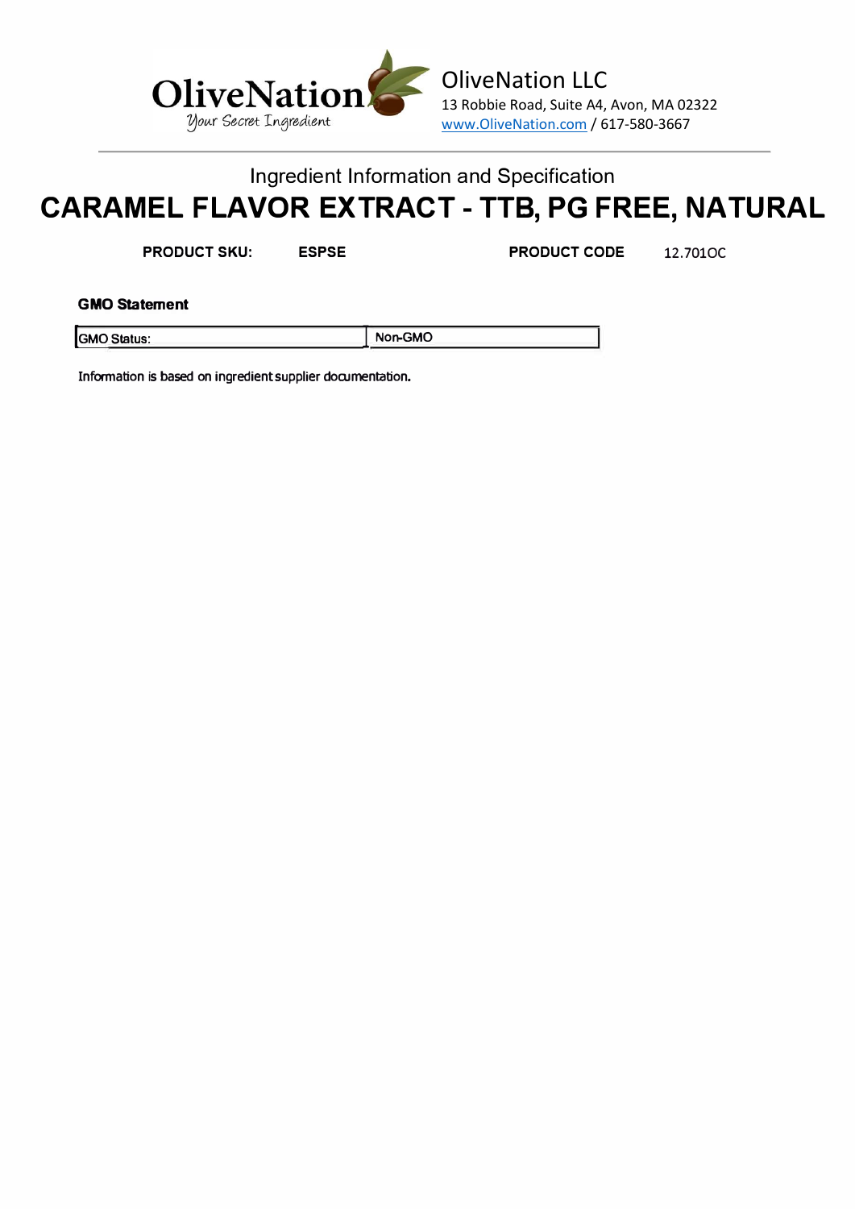OliveNation LLC
13 Robbie Road, Suite A4, Avon, MA 02322
www.OliveNation.com / 617-580-3667

Ingredient Information and Specification

# CARAMEL FLAVOR EXTRACT - TTB, PG FREE, NATURAL

**PRODUCT SKU:** **ESPSE** **PRODUCT CODE** 12.701OC

**GMO Statement**

| | |
|---|---|
| GMO Status: | Non-GMO |

Information is based on ingredient supplier documentation.